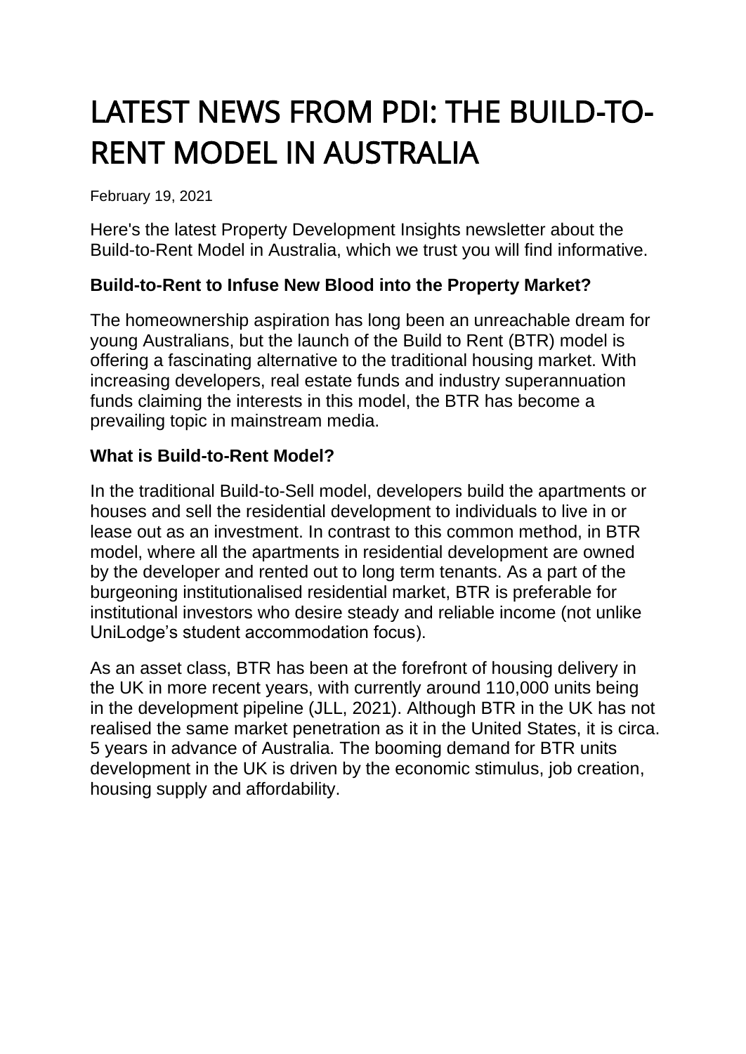# LATEST NEWS FROM PDI: THE BUILD-TO-RENT MODEL IN AUSTRALIA

February 19, 2021

Here's the latest Property Development Insights newsletter about the Build-to-Rent Model in Australia, which we trust you will find informative.

**Build-to-Rent to Infuse New Blood into the Property Market?**

The homeownership aspiration has long been an unreachable dream for young Australians, but the launch of the Build to Rent (BTR) model is offering a fascinating alternative to the traditional housing market. With increasing developers, real estate funds and industry superannuation funds claiming the interests in this model, the BTR has become a prevailing topic in mainstream media.

**What is Build-to-Rent Model?**

In the traditional Build-to-Sell model, developers build the apartments or houses and sell the residential development to individuals to live in or lease out as an investment. In contrast to this common method, in BTR model, where all the apartments in residential development are owned by the developer and rented out to long term tenants. As a part of the burgeoning institutionalised residential market, BTR is preferable for institutional investors who desire steady and reliable income (not unlike UniLodge's student accommodation focus).

As an asset class, BTR has been at the forefront of housing delivery in the UK in more recent years, with currently around 110,000 units being in the development pipeline (JLL, 2021). Although BTR in the UK has not realised the same market penetration as it in the United States, it is circa. 5 years in advance of Australia. The booming demand for BTR units development in the UK is driven by the economic stimulus, job creation, housing supply and affordability.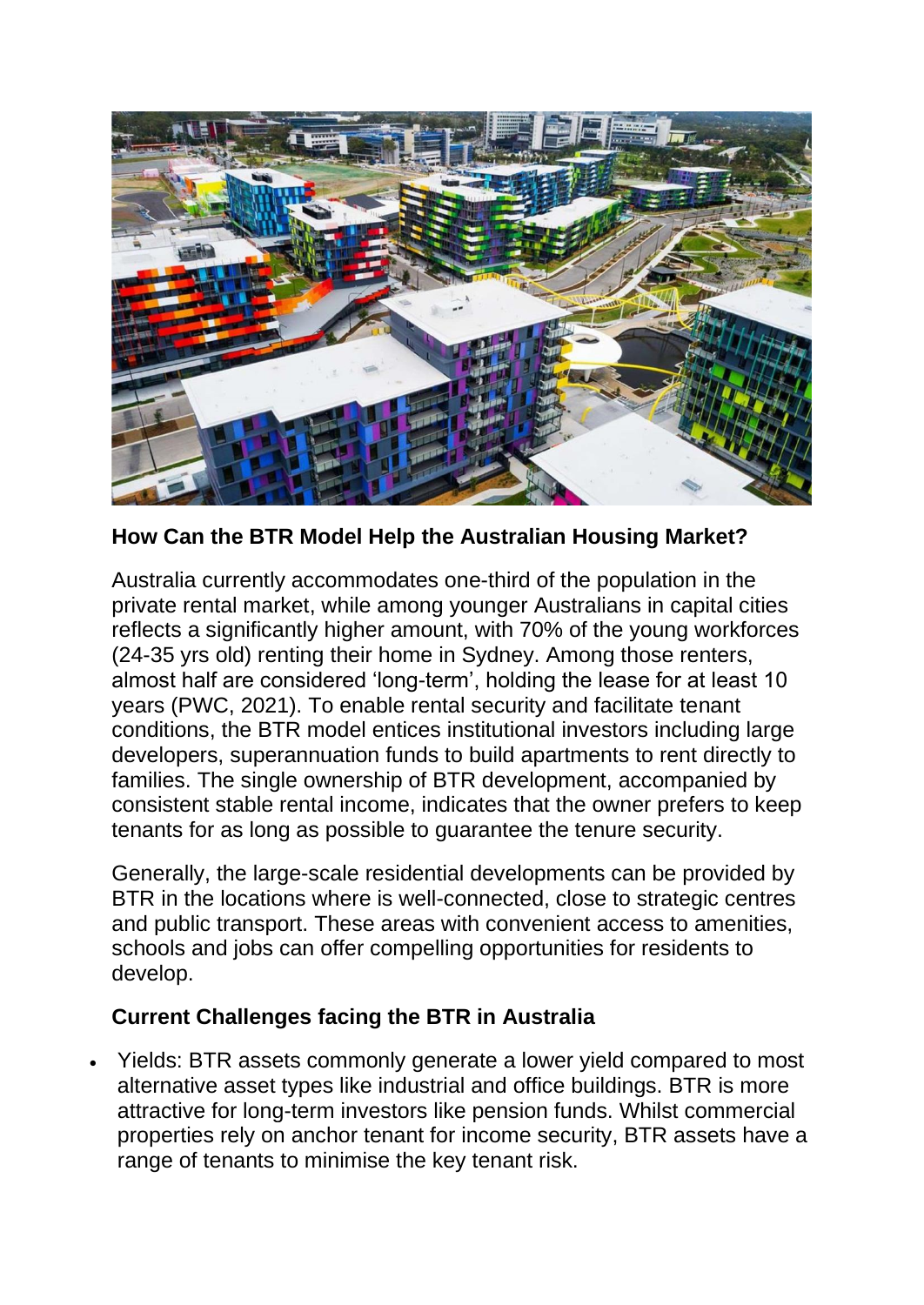**How Can the BTR Model Help the Australian Housing Market?**

Australia currently accommodates one-third of the population in the private rental market, while among younger Australians in capital cities reflects a significantly higher amount, with 70% of the young workforces (24-35 yrs old) renting their home in Sydney. Among those renters, almost half are considered 'long-term', holding the lease for at least 10 years (PWC, 2021). To enable rental security and facilitate tenant conditions, the BTR model entices institutional investors including large developers, superannuation funds to build apartments to rent directly to families. The single ownership of BTR development, accompanied by consistent stable rental income, indicates that the owner prefers to keep tenants for as long as possible to guarantee the tenure security.

Generally, the large-scale residential developments can be provided by BTR in the locations where is well-connected, close to strategic centres and public transport. These areas with convenient access to amenities, schools and jobs can offer compelling opportunities for residents to develop.

**Current Challenges facing the BTR in Australia**

- Yields: BTR assets commonly generate a lower yield compared to most alternative asset types like industrial and office buildings. BTR is more attractive for long-term investors like pension funds. Whilst commercial properties rely on anchor tenant for income security, BTR assets have a range of tenants to minimise the key tenant risk.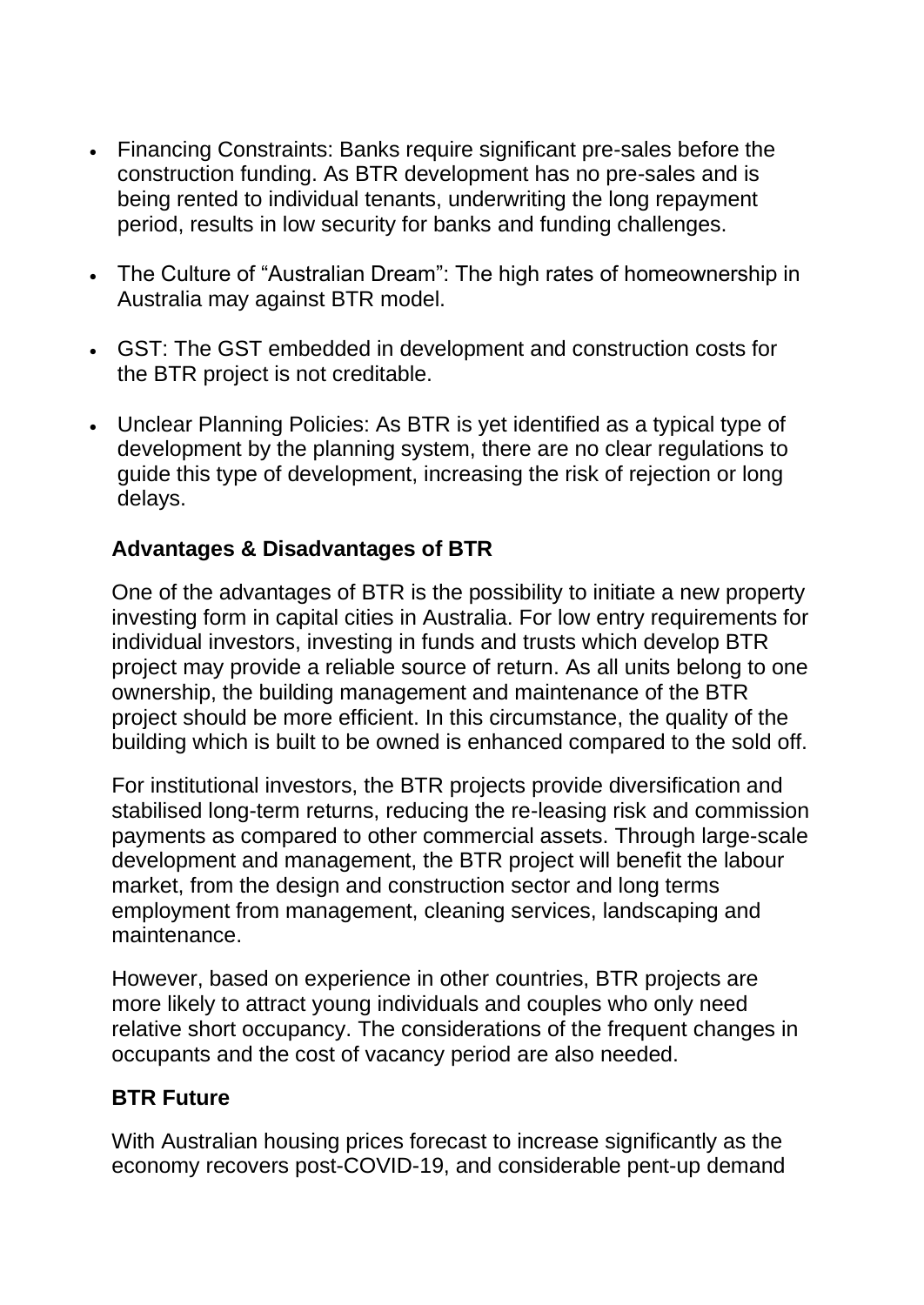- Financing Constraints: Banks require significant pre-sales before the construction funding. As BTR development has no pre-sales and is being rented to individual tenants, underwriting the long repayment period, results in low security for banks and funding challenges.

- The Culture of "Australian Dream": The high rates of homeownership in Australia may against BTR model.

- GST: The GST embedded in development and construction costs for the BTR project is not creditable.

- Unclear Planning Policies: As BTR is yet identified as a typical type of development by the planning system, there are no clear regulations to guide this type of development, increasing the risk of rejection or long delays.

**Advantages & Disadvantages of BTR**

One of the advantages of BTR is the possibility to initiate a new property investing form in capital cities in Australia. For low entry requirements for individual investors, investing in funds and trusts which develop BTR project may provide a reliable source of return. As all units belong to one ownership, the building management and maintenance of the BTR project should be more efficient. In this circumstance, the quality of the building which is built to be owned is enhanced compared to the sold off.

For institutional investors, the BTR projects provide diversification and stabilised long-term returns, reducing the re-leasing risk and commission payments as compared to other commercial assets. Through large-scale development and management, the BTR project will benefit the labour market, from the design and construction sector and long terms employment from management, cleaning services, landscaping and maintenance.

However, based on experience in other countries, BTR projects are more likely to attract young individuals and couples who only need relative short occupancy. The considerations of the frequent changes in occupants and the cost of vacancy period are also needed.

**BTR Future**

With Australian housing prices forecast to increase significantly as the economy recovers post-COVID-19, and considerable pent-up demand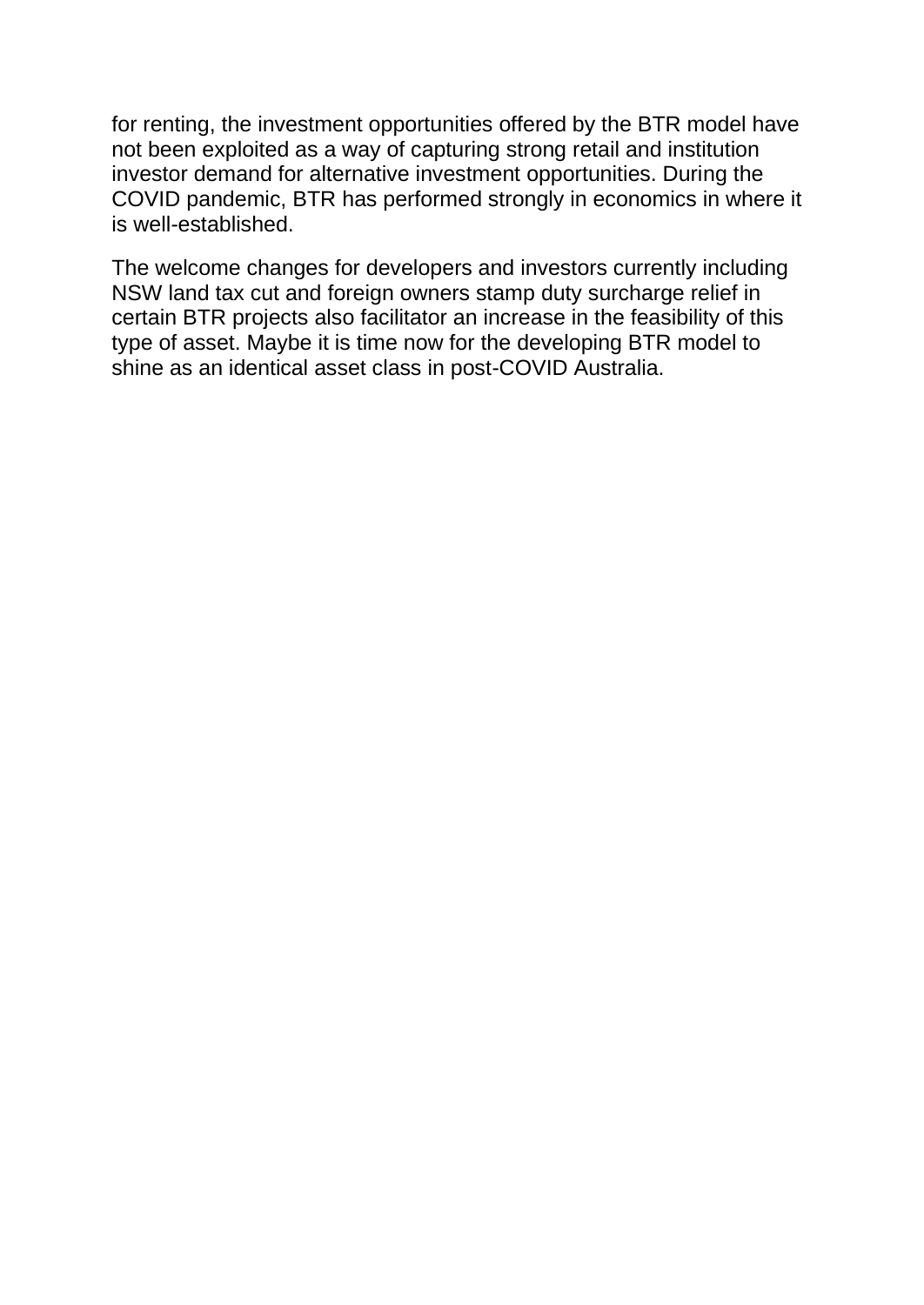for renting, the investment opportunities offered by the BTR model have not been exploited as a way of capturing strong retail and institution investor demand for alternative investment opportunities. During the COVID pandemic, BTR has performed strongly in economics in where it is well-established.

The welcome changes for developers and investors currently including NSW land tax cut and foreign owners stamp duty surcharge relief in certain BTR projects also facilitator an increase in the feasibility of this type of asset. Maybe it is time now for the developing BTR model to shine as an identical asset class in post-COVID Australia.